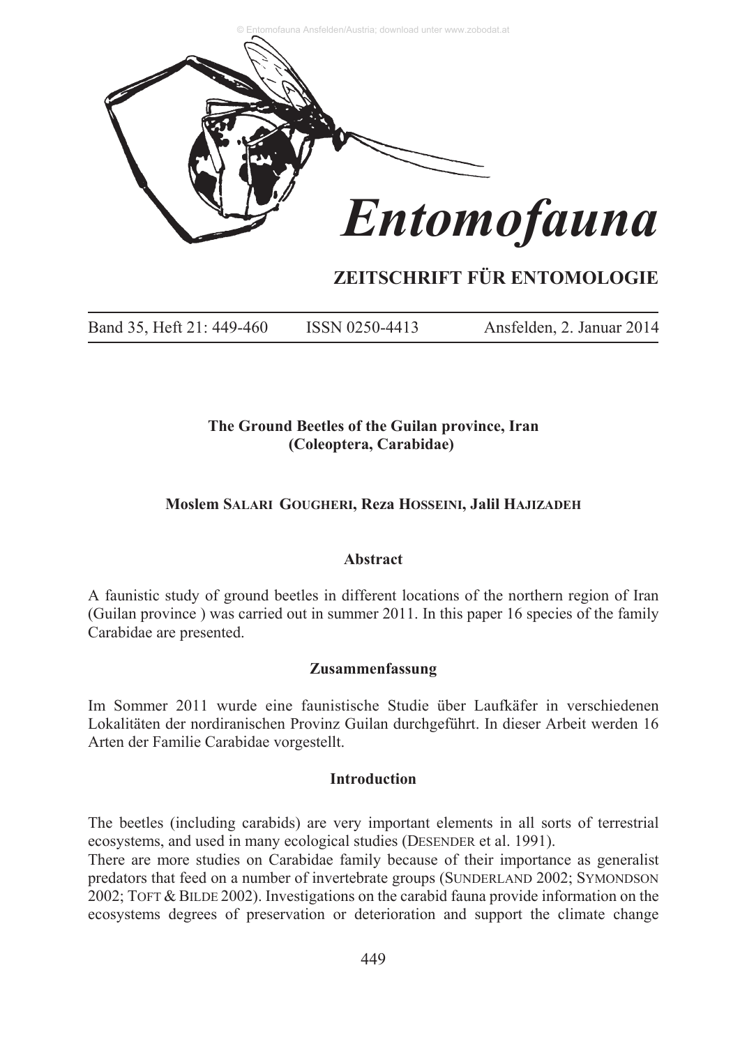# Entomofauna

## ZEITSCHRIFT FÜR ENTOMOLOGIE

Band 35, Heft 21: 449-460 ISSN 0250-4413 Ansfelden, 2. Januar 2014

**The Ground Beetles of the Guilan province, Iran (Coleoptera, Carabidae)**

**Moslem Salari Gougheri, Reza Hosseini, Jalil Hajizadeh**

### Abstract

A faunistic study of ground beetles in different locations of the northern region of Iran (Guilan province ) was carried out in summer 2011. In this paper 16 species of the family Carabidae are presented.

### Zusammenfassung

Im Sommer 2011 wurde eine faunistische Studie über Laufkäfer in verschiedenen Lokalitäten der nordiranischen Provinz Guilan durchgeführt. In dieser Arbeit werden 16 Arten der Familie Carabidae vorgestellt.

### Introduction

The beetles (including carabids) are very important elements in all sorts of terrestrial ecosystems, and used in many ecological studies (Desender et al. 1991).

There are more studies on Carabidae family because of their importance as generalist predators that feed on a number of invertebrate groups (Sunderland 2002; Symondson 2002; Toft & Bilde 2002). Investigations on the carabid fauna provide information on the ecosystems degrees of preservation or deterioration and support the climate change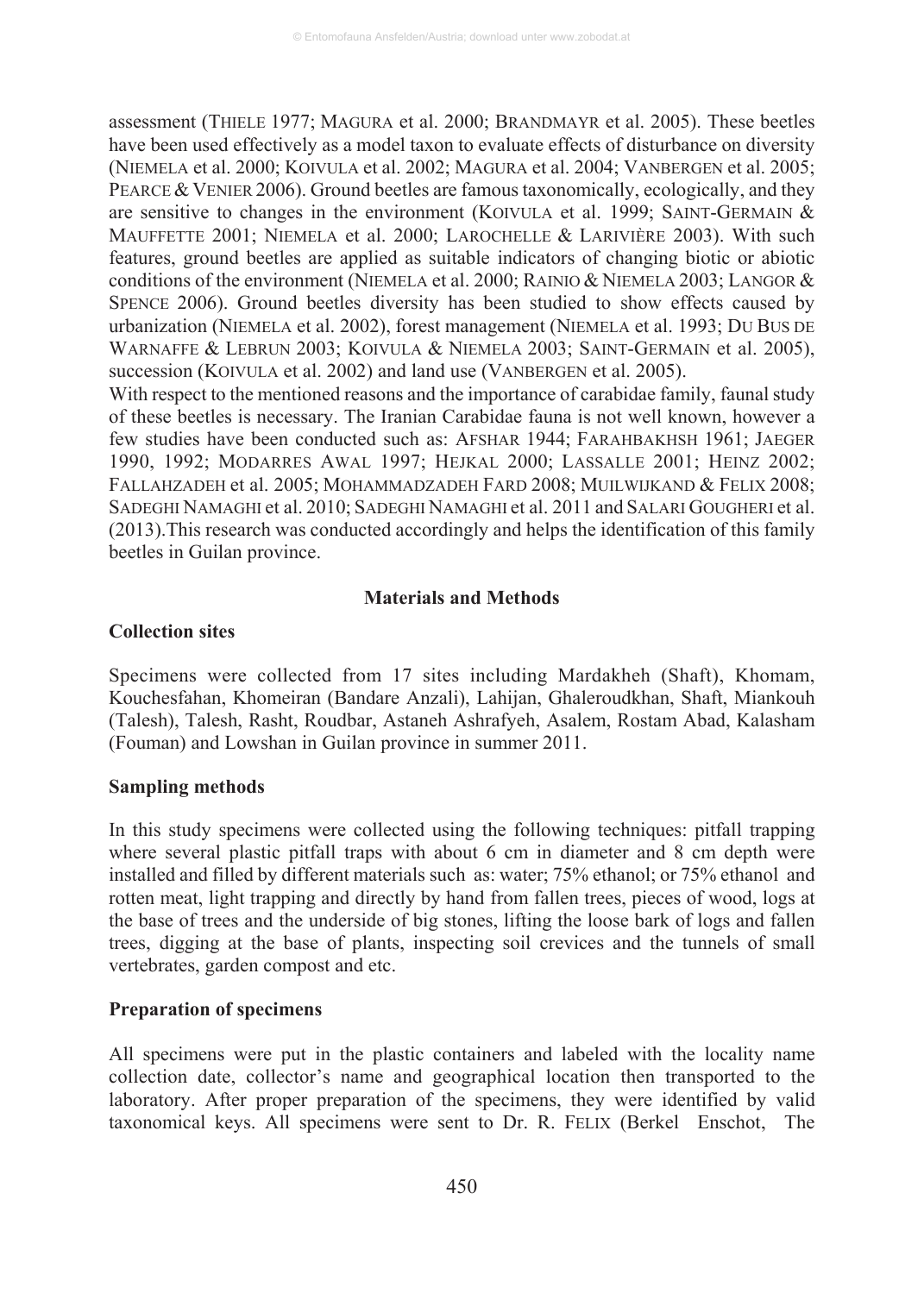assessment (THIELE 1977; MAGURA et al. 2000; BRANDMAYR et al. 2005). These beetles have been used effectively as a model taxon to evaluate effects of disturbance on diversity (NIEMELA et al. 2000; KOIVULA et al. 2002; MAGURA et al. 2004; VANBERGEN et al. 2005; PEARCE & VENIER 2006). Ground beetles are famous taxonomically, ecologically, and they are sensitive to changes in the environment (KOIVULA et al. 1999; SAINT-GERMAIN & MAUFFETTE 2001; NIEMELA et al. 2000; LAROCHELLE & LARIVIÈRE 2003). With such features, ground beetles are applied as suitable indicators of changing biotic or abiotic conditions of the environment (NIEMELA et al. 2000; RAINIO & NIEMELA 2003; LANGOR & SPENCE 2006). Ground beetles diversity has been studied to show effects caused by urbanization (NIEMELA et al. 2002), forest management (NIEMELA et al. 1993; DU BUS DE WARNAFFE & LEBRUN 2003; KOIVULA & NIEMELA 2003; SAINT-GERMAIN et al. 2005), succession (KOIVULA et al. 2002) and land use (VANBERGEN et al. 2005).

With respect to the mentioned reasons and the importance of carabidae family, faunal study of these beetles is necessary. The Iranian Carabidae fauna is not well known, however a few studies have been conducted such as: AFSHAR 1944; FARAHBAKHSH 1961; JAEGER 1990, 1992; MODARRES AWAL 1997; HEJKAL 2000; LASSALLE 2001; HEINZ 2002; FALLAHZADEH et al. 2005; MOHAMMADZADEH FARD 2008; MUILWIJKAND & FELIX 2008; SADEGHI NAMAGHI et al. 2010; SADEGHI NAMAGHI et al. 2011 and SALARI GOUGHERI et al. (2013).This research was conducted accordingly and helps the identification of this family beetles in Guilan province.

## Materials and Methods

### Collection sites

Specimens were collected from 17 sites including Mardakheh (Shaft), Khomam, Kouchesfahan, Khomeiran (Bandare Anzali), Lahijan, Ghaleroudkhan, Shaft, Miankouh (Talesh), Talesh, Rasht, Roudbar, Astaneh Ashrafyeh, Asalem, Rostam Abad, Kalasham (Fouman) and Lowshan in Guilan province in summer 2011.

### Sampling methods

In this study specimens were collected using the following techniques: pitfall trapping where several plastic pitfall traps with about 6 cm in diameter and 8 cm depth were installed and filled by different materials such as: water; 75% ethanol; or 75% ethanol and rotten meat, light trapping and directly by hand from fallen trees, pieces of wood, logs at the base of trees and the underside of big stones, lifting the loose bark of logs and fallen trees, digging at the base of plants, inspecting soil crevices and the tunnels of small vertebrates, garden compost and etc.

### Preparation of specimens

All specimens were put in the plastic containers and labeled with the locality name collection date, collector's name and geographical location then transported to the laboratory. After proper preparation of the specimens, they were identified by valid taxonomical keys. All specimens were sent to Dr. R. FELIX (Berkel Enschot, The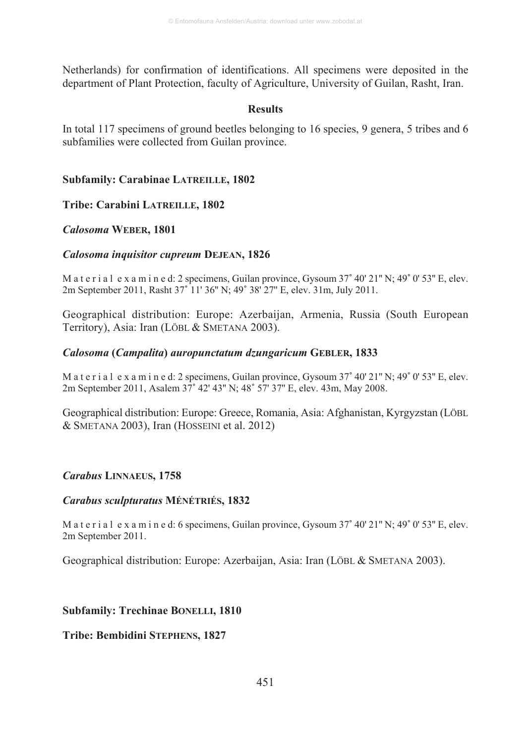Netherlands) for confirmation of identifications. All specimens were deposited in the department of Plant Protection, faculty of Agriculture, University of Guilan, Rasht, Iran.

## Results

In total 117 specimens of ground beetles belonging to 16 species, 9 genera, 5 tribes and 6 subfamilies were collected from Guilan province.

### Subfamily: Carabinae LATREILLE, 1802

#### Tribe: Carabini LATREILLE, 1802

***Calosoma* WEBER, 1801**

***Calosoma inquisitor cupreum* DEJEAN, 1826**

M a t e r i a l e x a m i n e d: 2 specimens, Guilan province, Gysoum 37˚ 40' 21" N; 49˚ 0' 53" E, elev. 2m September 2011, Rasht 37˚ 11' 36" N; 49˚ 38' 27" E, elev. 31m, July 2011.

Geographical distribution: Europe: Azerbaijan, Armenia, Russia (South European Territory), Asia: Iran (LÖBL & SMETANA 2003).

***Calosoma* (*Campalita*) *auropunctatum dzungaricum* GEBLER, 1833**

M a t e r i a l e x a m i n e d: 2 specimens, Guilan province, Gysoum 37˚ 40' 21" N; 49˚ 0' 53" E, elev. 2m September 2011, Asalem 37˚ 42' 43" N; 48˚ 57' 37" E, elev. 43m, May 2008.

Geographical distribution: Europe: Greece, Romania, Asia: Afghanistan, Kyrgyzstan (LÖBL & SMETANA 2003), Iran (HOSSEINI et al. 2012)

***Carabus* LINNAEUS, 1758**

***Carabus sculpturatus* MÉNÉTRIÉS, 1832**

M a t e r i a l e x a m i n e d: 6 specimens, Guilan province, Gysoum 37˚ 40' 21" N; 49˚ 0' 53" E, elev. 2m September 2011.

Geographical distribution: Europe: Azerbaijan, Asia: Iran (LÖBL & SMETANA 2003).

### Subfamily: Trechinae BONELLI, 1810

#### Tribe: Bembidini STEPHENS, 1827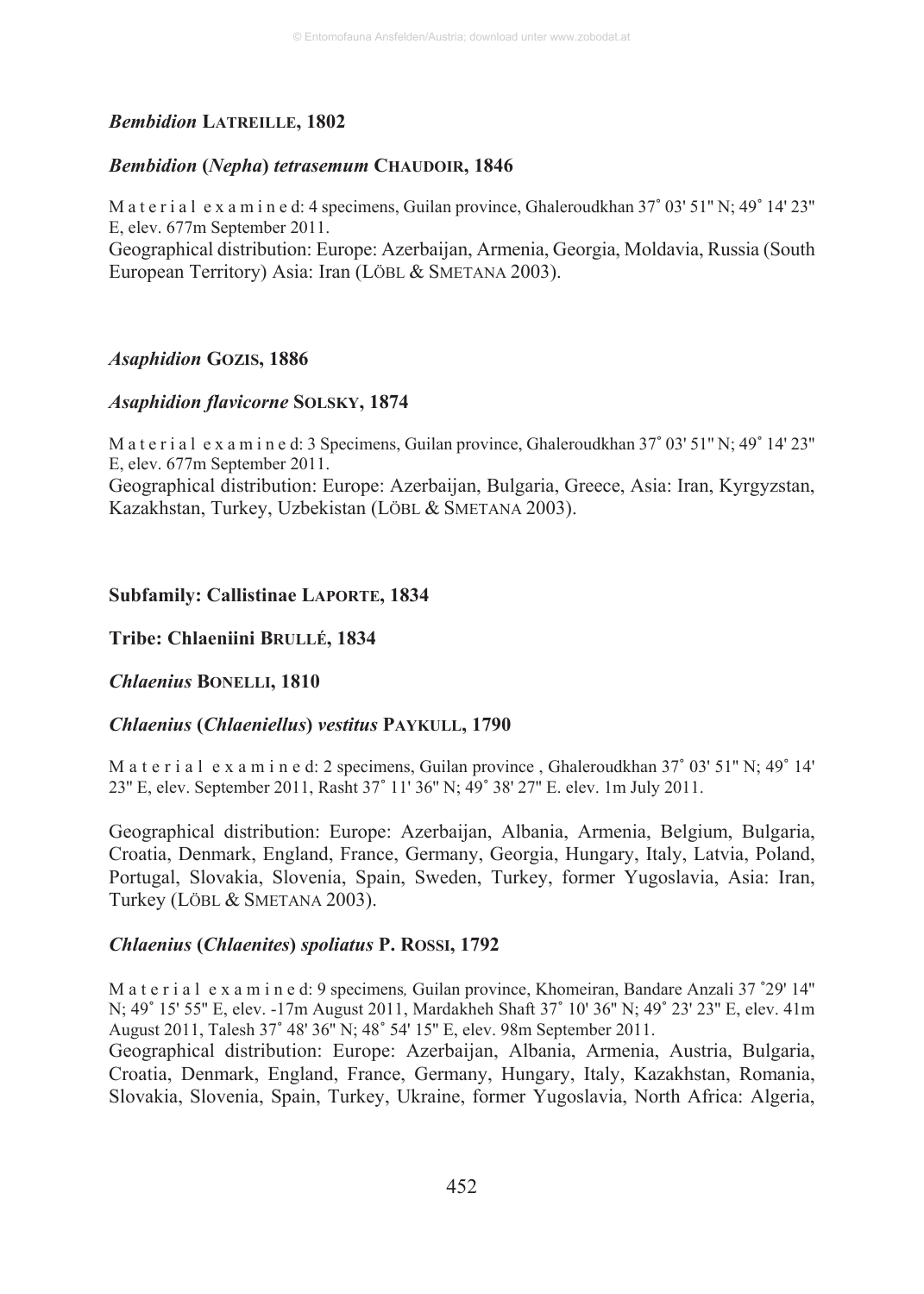### *Bembidion* LATREILLE, 1802

#### *Bembidion* (*Nepha*) *tetrasemum* CHAUDOIR, 1846

Material examined: 4 specimens, Guilan province, Ghaleroudkhan 37˚ 03' 51" N; 49˚ 14' 23" E, elev. 677m September 2011.

Geographical distribution: Europe: Azerbaijan, Armenia, Georgia, Moldavia, Russia (South European Territory) Asia: Iran (LÖBL & SMETANA 2003).

### *Asaphidion* GOZIS, 1886

#### *Asaphidion flavicorne* SOLSKY, 1874

Material examined: 3 Specimens, Guilan province, Ghaleroudkhan 37˚ 03' 51" N; 49˚ 14' 23" E, elev. 677m September 2011.

Geographical distribution: Europe: Azerbaijan, Bulgaria, Greece, Asia: Iran, Kyrgyzstan, Kazakhstan, Turkey, Uzbekistan (LÖBL & SMETANA 2003).

## Subfamily: Callistinae LAPORTE, 1834

## Tribe: Chlaeniini BRULLÉ, 1834

### *Chlaenius* BONELLI, 1810

#### *Chlaenius* (*Chlaeniellus*) *vestitus* PAYKULL, 1790

Material examined: 2 specimens, Guilan province , Ghaleroudkhan 37˚ 03' 51" N; 49˚ 14' 23" E, elev. September 2011, Rasht 37˚ 11' 36" N; 49˚ 38' 27" E. elev. 1m July 2011.

Geographical distribution: Europe: Azerbaijan, Albania, Armenia, Belgium, Bulgaria, Croatia, Denmark, England, France, Germany, Georgia, Hungary, Italy, Latvia, Poland, Portugal, Slovakia, Slovenia, Spain, Sweden, Turkey, former Yugoslavia, Asia: Iran, Turkey (LÖBL & SMETANA 2003).

#### *Chlaenius* (*Chlaenites*) *spoliatus* P. ROSSI, 1792

Material examined: 9 specimens, Guilan province, Khomeiran, Bandare Anzali 37 ˚29' 14" N; 49˚ 15' 55" E, elev. -17m August 2011, Mardakheh Shaft 37˚ 10' 36" N; 49˚ 23' 23" E, elev. 41m August 2011, Talesh 37˚ 48' 36" N; 48˚ 54' 15" E, elev. 98m September 2011.

Geographical distribution: Europe: Azerbaijan, Albania, Armenia, Austria, Bulgaria, Croatia, Denmark, England, France, Germany, Hungary, Italy, Kazakhstan, Romania, Slovakia, Slovenia, Spain, Turkey, Ukraine, former Yugoslavia, North Africa: Algeria,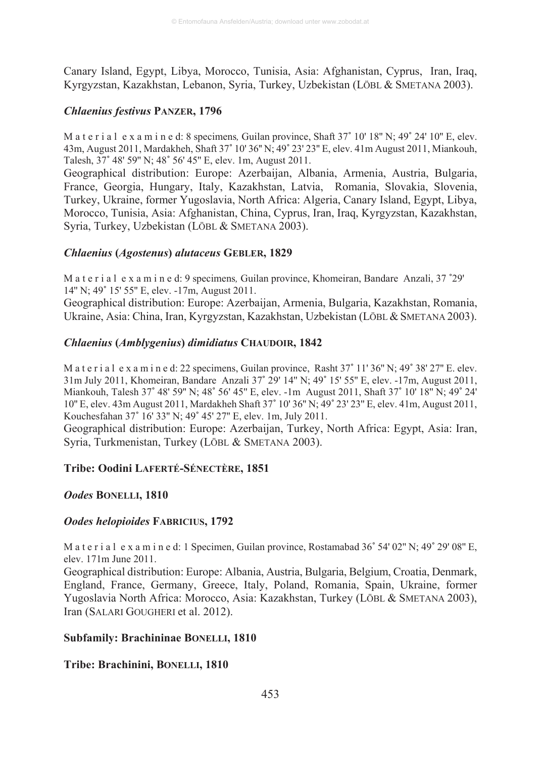Canary Island, Egypt, Libya, Morocco, Tunisia, Asia: Afghanistan, Cyprus, Iran, Iraq, Kyrgyzstan, Kazakhstan, Lebanon, Syria, Turkey, Uzbekistan (LÖBL & SMETANA 2003).

### *Chlaenius festivus* PANZER, 1796

Material examined: 8 specimens, Guilan province, Shaft 37˚ 10' 18" N; 49˚ 24' 10" E, elev. 43m, August 2011, Mardakheh, Shaft 37˚ 10' 36" N; 49˚ 23' 23" E, elev. 41m August 2011, Miankouh, Talesh, 37˚ 48' 59" N; 48˚ 56' 45" E, elev. 1m, August 2011.

Geographical distribution: Europe: Azerbaijan, Albania, Armenia, Austria, Bulgaria, France, Georgia, Hungary, Italy, Kazakhstan, Latvia, Romania, Slovakia, Slovenia, Turkey, Ukraine, former Yugoslavia, North Africa: Algeria, Canary Island, Egypt, Libya, Morocco, Tunisia, Asia: Afghanistan, China, Cyprus, Iran, Iraq, Kyrgyzstan, Kazakhstan, Syria, Turkey, Uzbekistan (LÖBL & SMETANA 2003).

### *Chlaenius* (*Agostenus*) *alutaceus* GEBLER, 1829

Material examined: 9 specimens, Guilan province, Khomeiran, Bandare Anzali, 37 ˚29' 14" N; 49˚ 15' 55" E, elev. -17m, August 2011.

Geographical distribution: Europe: Azerbaijan, Armenia, Bulgaria, Kazakhstan, Romania, Ukraine, Asia: China, Iran, Kyrgyzstan, Kazakhstan, Uzbekistan (LÖBL & SMETANA 2003).

### *Chlaenius* (*Amblygenius*) *dimidiatus* CHAUDOIR, 1842

Material examined: 22 specimens, Guilan province, Rasht 37˚ 11' 36" N; 49˚ 38' 27" E. elev. 31m July 2011, Khomeiran, Bandare Anzali 37˚ 29' 14" N; 49˚ 15' 55" E, elev. -17m, August 2011, Miankouh, Talesh 37˚ 48' 59" N; 48˚ 56' 45" E, elev. -1m August 2011, Shaft 37˚ 10' 18" N; 49˚ 24' 10" E, elev. 43m August 2011, Mardakheh Shaft 37˚ 10' 36" N; 49˚ 23' 23" E, elev. 41m, August 2011, Kouchesfahan 37˚ 16' 33" N; 49˚ 45' 27" E, elev. 1m, July 2011.

Geographical distribution: Europe: Azerbaijan, Turkey, North Africa: Egypt, Asia: Iran, Syria, Turkmenistan, Turkey (LÖBL & SMETANA 2003).

## Tribe: Oodini LAFERTÉ-SÉNECTÈRE, 1851

### *Oodes* BONELLI, 1810

### *Oodes helopioides* FABRICIUS, 1792

Material examined: 1 Specimen, Guilan province, Rostamabad 36˚ 54' 02" N; 49˚ 29' 08" E, elev. 171m June 2011.

Geographical distribution: Europe: Albania, Austria, Bulgaria, Belgium, Croatia, Denmark, England, France, Germany, Greece, Italy, Poland, Romania, Spain, Ukraine, former Yugoslavia North Africa: Morocco, Asia: Kazakhstan, Turkey (LÖBL & SMETANA 2003), Iran (SALARI GOUGHERI et al. 2012).

## Subfamily: Brachininae BONELLI, 1810

## Tribe: Brachinini, BONELLI, 1810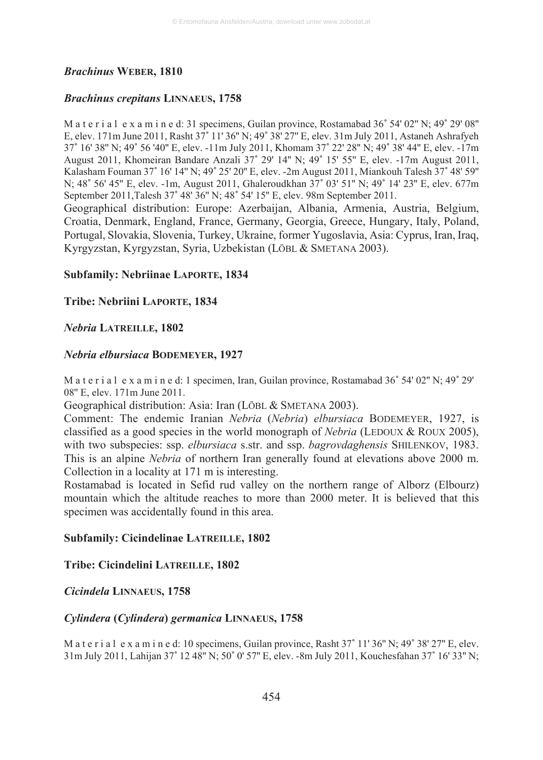### *Brachinus* Weber, 1810

### *Brachinus crepitans* Linnaeus, 1758

M a t e r i a l e x a m i n e d: 31 specimens, Guilan province, Rostamabad 36˚ 54' 02" N; 49˚ 29' 08" E, elev. 171m June 2011, Rasht 37˚ 11' 36" N; 49˚ 38' 27" E, elev. 31m July 2011, Astaneh Ashrafyeh 37˚ 16' 38" N; 49˚ 56 '40" E, elev. -11m July 2011, Khomam 37˚ 22' 28" N; 49˚ 38' 44" E, elev. -17m August 2011, Khomeiran Bandare Anzali 37˚ 29' 14" N; 49˚ 15' 55" E, elev. -17m August 2011, Kalasham Fouman 37˚ 16' 14" N; 49˚ 25' 20" E, elev. -2m August 2011, Miankouh Talesh 37˚ 48' 59" N; 48˚ 56' 45" E, elev. -1m, August 2011, Ghaleroudkhan 37˚ 03' 51" N; 49˚ 14' 23" E, elev. 677m September 2011,Talesh 37˚ 48' 36" N; 48˚ 54' 15" E, elev. 98m September 2011.

Geographical distribution: Europe: Azerbaijan, Albania, Armenia, Austria, Belgium, Croatia, Denmark, England, France, Germany, Georgia, Greece, Hungary, Italy, Poland, Portugal, Slovakia, Slovenia, Turkey, Ukraine, former Yugoslavia, Asia: Cyprus, Iran, Iraq, Kyrgyzstan, Kyrgyzstan, Syria, Uzbekistan (Löbl & Smetana 2003).

## Subfamily: Nebriinae Laporte, 1834

## Tribe: Nebriini Laporte, 1834

### *Nebria* Latreille, 1802

### *Nebria elbursiaca* Bodemeyer, 1927

M a t e r i a l e x a m i n e d: 1 specimen, Iran, Guilan province, Rostamabad 36˚ 54' 02" N; 49˚ 29' 08" E, elev. 171m June 2011.

Geographical distribution: Asia: Iran (Löbl & Smetana 2003).

Comment: The endemic Iranian *Nebria* (*Nebria*) *elbursiaca* Bodemeyer, 1927, is classified as a good species in the world monograph of *Nebria* (Ledoux & Roux 2005), with two subspecies: ssp. *elbursiaca* s.str. and ssp. *bagrovdaghensis* Shilenkov, 1983. This is an alpine *Nebria* of northern Iran generally found at elevations above 2000 m. Collection in a locality at 171 m is interesting.

Rostamabad is located in Sefid rud valley on the northern range of Alborz (Elbourz) mountain which the altitude reaches to more than 2000 meter. It is believed that this specimen was accidentally found in this area.

## Subfamily: Cicindelinae Latreille, 1802

## Tribe: Cicindelini Latreille, 1802

### *Cicindela* Linnaeus, 1758

### *Cylindera* (*Cylindera*) *germanica* Linnaeus, 1758

M a t e r i a l e x a m i n e d: 10 specimens, Guilan province, Rasht 37˚ 11' 36" N; 49˚ 38' 27" E, elev. 31m July 2011, Lahijan 37˚ 12 48" N; 50˚ 0' 57" E, elev. -8m July 2011, Kouchesfahan 37˚ 16' 33" N;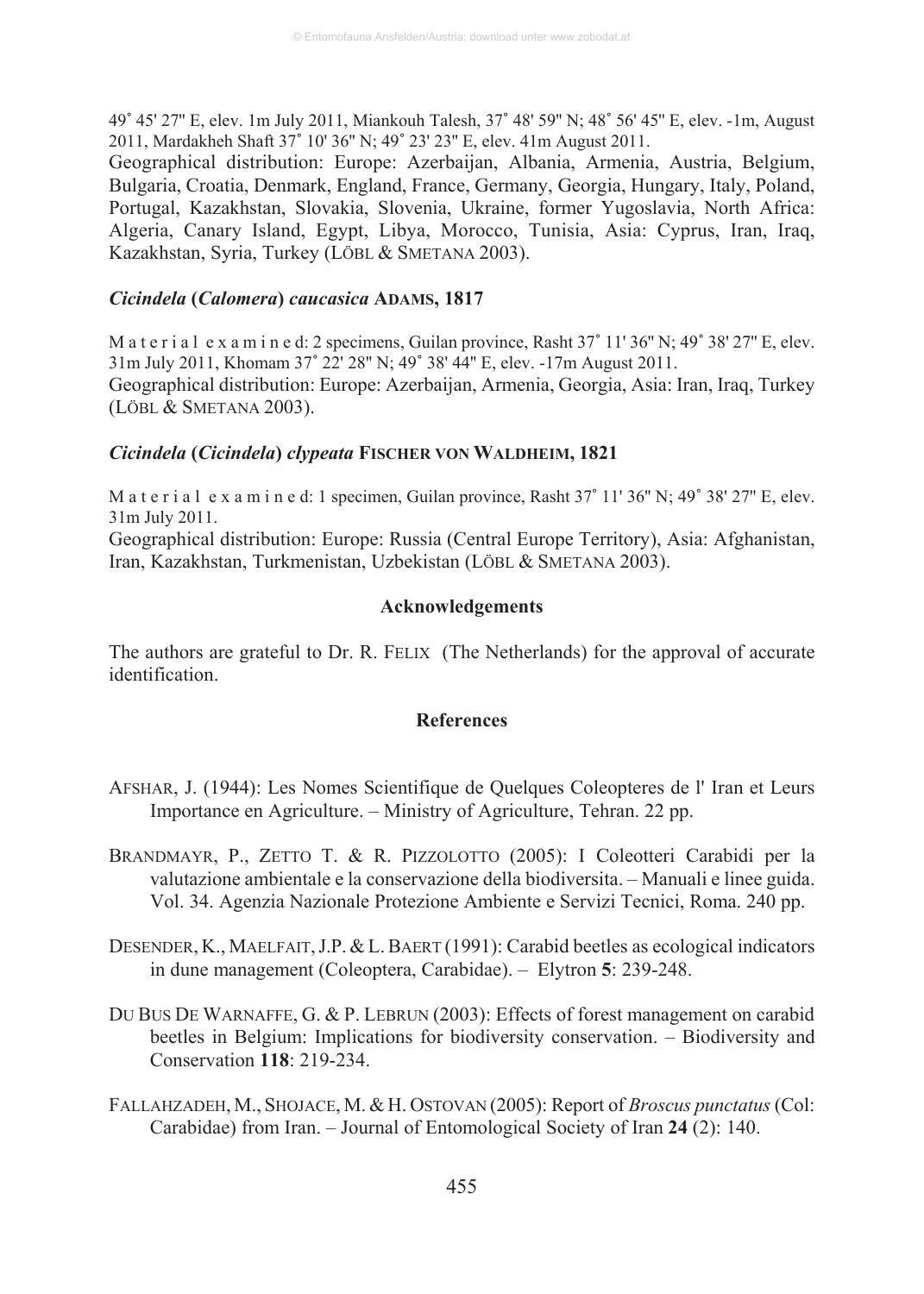49˚ 45' 27" E, elev. 1m July 2011, Miankouh Talesh, 37˚ 48' 59" N; 48˚ 56' 45" E, elev. -1m, August 2011, Mardakheh Shaft 37˚ 10' 36" N; 49˚ 23' 23" E, elev. 41m August 2011.

Geographical distribution: Europe: Azerbaijan, Albania, Armenia, Austria, Belgium, Bulgaria, Croatia, Denmark, England, France, Germany, Georgia, Hungary, Italy, Poland, Portugal, Kazakhstan, Slovakia, Slovenia, Ukraine, former Yugoslavia, North Africa: Algeria, Canary Island, Egypt, Libya, Morocco, Tunisia, Asia: Cyprus, Iran, Iraq, Kazakhstan, Syria, Turkey (LÖBL & SMETANA 2003).

### *Cicindela* (*Calomera*) *caucasica* ADAMS, 1817

M a t e r i a l e x a m i n e d: 2 specimens, Guilan province, Rasht 37˚ 11' 36" N; 49˚ 38' 27" E, elev. 31m July 2011, Khomam 37˚ 22' 28" N; 49˚ 38' 44" E, elev. -17m August 2011.

Geographical distribution: Europe: Azerbaijan, Armenia, Georgia, Asia: Iran, Iraq, Turkey (LÖBL & SMETANA 2003).

### *Cicindela* (*Cicindela*) *clypeata* FISCHER VON WALDHEIM, 1821

M a t e r i a l e x a m i n e d: 1 specimen, Guilan province, Rasht 37˚ 11' 36" N; 49˚ 38' 27" E, elev. 31m July 2011.

Geographical distribution: Europe: Russia (Central Europe Territory), Asia: Afghanistan, Iran, Kazakhstan, Turkmenistan, Uzbekistan (LÖBL & SMETANA 2003).

## Acknowledgements

The authors are grateful to Dr. R. FELIX (The Netherlands) for the approval of accurate identification.

## References

AFSHAR, J. (1944): Les Nomes Scientifique de Quelques Coleopteres de l' Iran et Leurs Importance en Agriculture. – Ministry of Agriculture, Tehran. 22 pp.

BRANDMAYR, P., ZETTO T. & R. PIZZOLOTTO (2005): I Coleotteri Carabidi per la valutazione ambientale e la conservazione della biodiversita. – Manuali e linee guida. Vol. 34. Agenzia Nazionale Protezione Ambiente e Servizi Tecnici, Roma. 240 pp.

DESENDER, K., MAELFAIT, J.P. & L. BAERT (1991): Carabid beetles as ecological indicators in dune management (Coleoptera, Carabidae). – Elytron **5**: 239-248.

DU BUS DE WARNAFFE, G. & P. LEBRUN (2003): Effects of forest management on carabid beetles in Belgium: Implications for biodiversity conservation. – Biodiversity and Conservation **118**: 219-234.

FALLAHZADEH, M., SHOJACE, M. & H. OSTOVAN (2005): Report of *Broscus punctatus* (Col: Carabidae) from Iran. – Journal of Entomological Society of Iran **24** (2): 140.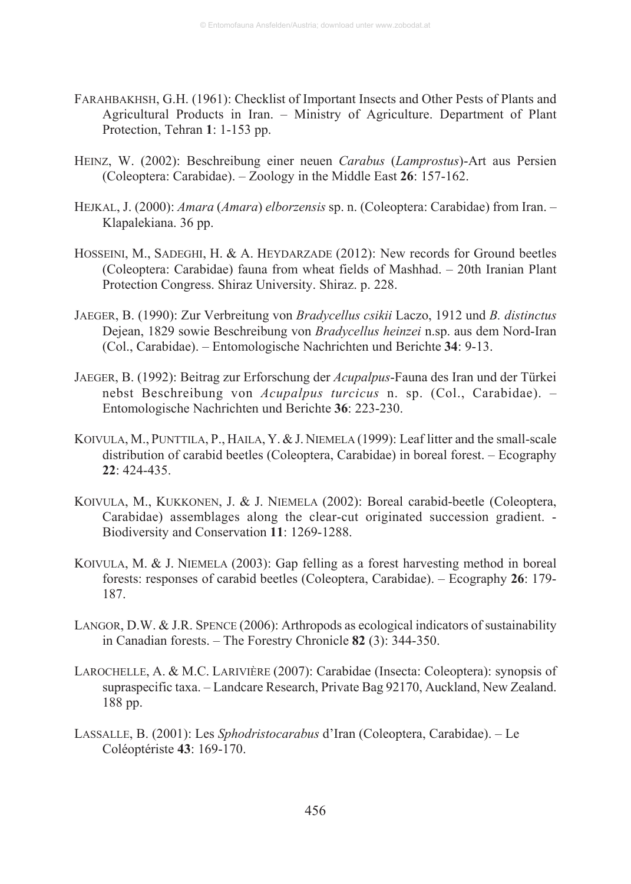FARAHBAKHSH, G.H. (1961): Checklist of Important Insects and Other Pests of Plants and Agricultural Products in Iran. – Ministry of Agriculture. Department of Plant Protection, Tehran **1**: 1-153 pp.

HEINZ, W. (2002): Beschreibung einer neuen *Carabus* (*Lamprostus*)-Art aus Persien (Coleoptera: Carabidae). – Zoology in the Middle East **26**: 157-162.

HEJKAL, J. (2000): *Amara* (*Amara*) *elborzensis* sp. n. (Coleoptera: Carabidae) from Iran. – Klapalekiana. 36 pp.

HOSSEINI, M., SADEGHI, H. & A. HEYDARZADE (2012): New records for Ground beetles (Coleoptera: Carabidae) fauna from wheat fields of Mashhad. – 20th Iranian Plant Protection Congress. Shiraz University. Shiraz. p. 228.

JAEGER, B. (1990): Zur Verbreitung von *Bradycellus csikii* Laczo, 1912 und *B. distinctus* Dejean, 1829 sowie Beschreibung von *Bradycellus heinzei* n.sp. aus dem Nord-Iran (Col., Carabidae). – Entomologische Nachrichten und Berichte **34**: 9-13.

JAEGER, B. (1992): Beitrag zur Erforschung der *Acupalpus*-Fauna des Iran und der Türkei nebst Beschreibung von *Acupalpus turcicus* n. sp. (Col., Carabidae). – Entomologische Nachrichten und Berichte **36**: 223-230.

KOIVULA, M., PUNTTILA, P., HAILA, Y. & J. NIEMELA (1999): Leaf litter and the small-scale distribution of carabid beetles (Coleoptera, Carabidae) in boreal forest. – Ecography **22**: 424-435.

KOIVULA, M., KUKKONEN, J. & J. NIEMELA (2002): Boreal carabid-beetle (Coleoptera, Carabidae) assemblages along the clear-cut originated succession gradient. - Biodiversity and Conservation **11**: 1269-1288.

KOIVULA, M. & J. NIEMELA (2003): Gap felling as a forest harvesting method in boreal forests: responses of carabid beetles (Coleoptera, Carabidae). – Ecography **26**: 179-187.

LANGOR, D.W. & J.R. SPENCE (2006): Arthropods as ecological indicators of sustainability in Canadian forests. – The Forestry Chronicle **82** (3): 344-350.

LAROCHELLE, A. & M.C. LARIVIÈRE (2007): Carabidae (Insecta: Coleoptera): synopsis of supraspecific taxa. – Landcare Research, Private Bag 92170, Auckland, New Zealand. 188 pp.

LASSALLE, B. (2001): Les *Sphodristocarabus* d'Iran (Coleoptera, Carabidae). – Le Coléoptériste **43**: 169-170.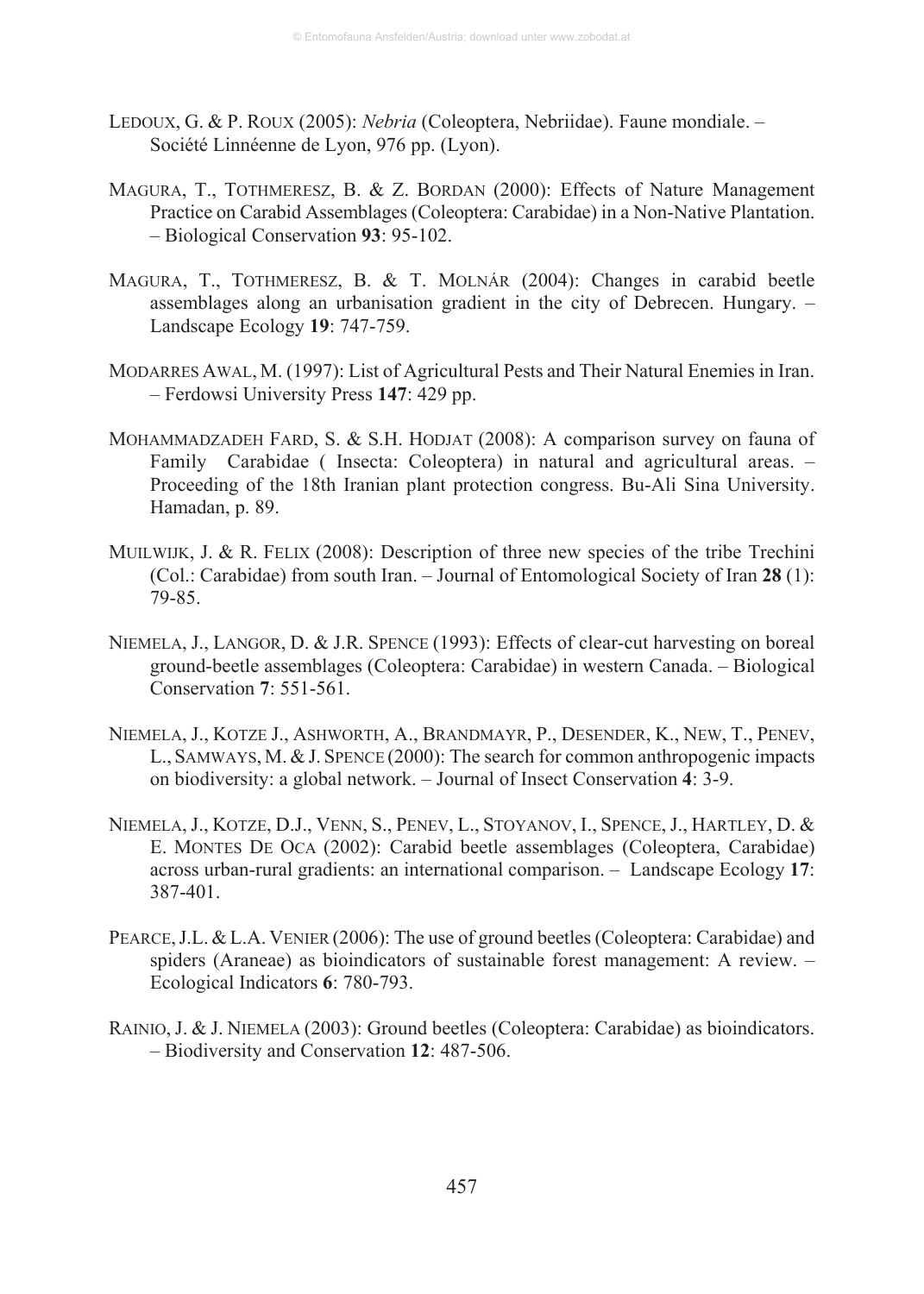LEDOUX, G. & P. ROUX (2005): *Nebria* (Coleoptera, Nebriidae). Faune mondiale. – Société Linnéenne de Lyon, 976 pp. (Lyon).

MAGURA, T., TOTHMERESZ, B. & Z. BORDAN (2000): Effects of Nature Management Practice on Carabid Assemblages (Coleoptera: Carabidae) in a Non-Native Plantation. – Biological Conservation **93**: 95-102.

MAGURA, T., TOTHMERESZ, B. & T. MOLNÁR (2004): Changes in carabid beetle assemblages along an urbanisation gradient in the city of Debrecen. Hungary. – Landscape Ecology **19**: 747-759.

MODARRES AWAL, M. (1997): List of Agricultural Pests and Their Natural Enemies in Iran. – Ferdowsi University Press **147**: 429 pp.

MOHAMMADZADEH FARD, S. & S.H. HODJAT (2008): A comparison survey on fauna of Family Carabidae ( Insecta: Coleoptera) in natural and agricultural areas. – Proceeding of the 18th Iranian plant protection congress. Bu-Ali Sina University. Hamadan, p. 89.

MUILWIJK, J. & R. FELIX (2008): Description of three new species of the tribe Trechini (Col.: Carabidae) from south Iran. – Journal of Entomological Society of Iran **28** (1): 79-85.

NIEMELA, J., LANGOR, D. & J.R. SPENCE (1993): Effects of clear-cut harvesting on boreal ground-beetle assemblages (Coleoptera: Carabidae) in western Canada. – Biological Conservation **7**: 551-561.

NIEMELA, J., KOTZE J., ASHWORTH, A., BRANDMAYR, P., DESENDER, K., NEW, T., PENEV, L., SAMWAYS, M. & J. SPENCE (2000): The search for common anthropogenic impacts on biodiversity: a global network. – Journal of Insect Conservation **4**: 3-9.

NIEMELA, J., KOTZE, D.J., VENN, S., PENEV, L., STOYANOV, I., SPENCE, J., HARTLEY, D. & E. MONTES DE OCA (2002): Carabid beetle assemblages (Coleoptera, Carabidae) across urban-rural gradients: an international comparison. – Landscape Ecology **17**: 387-401.

PEARCE, J.L. & L.A. VENIER (2006): The use of ground beetles (Coleoptera: Carabidae) and spiders (Araneae) as bioindicators of sustainable forest management: A review. – Ecological Indicators **6**: 780-793.

RAINIO, J. & J. NIEMELA (2003): Ground beetles (Coleoptera: Carabidae) as bioindicators. – Biodiversity and Conservation **12**: 487-506.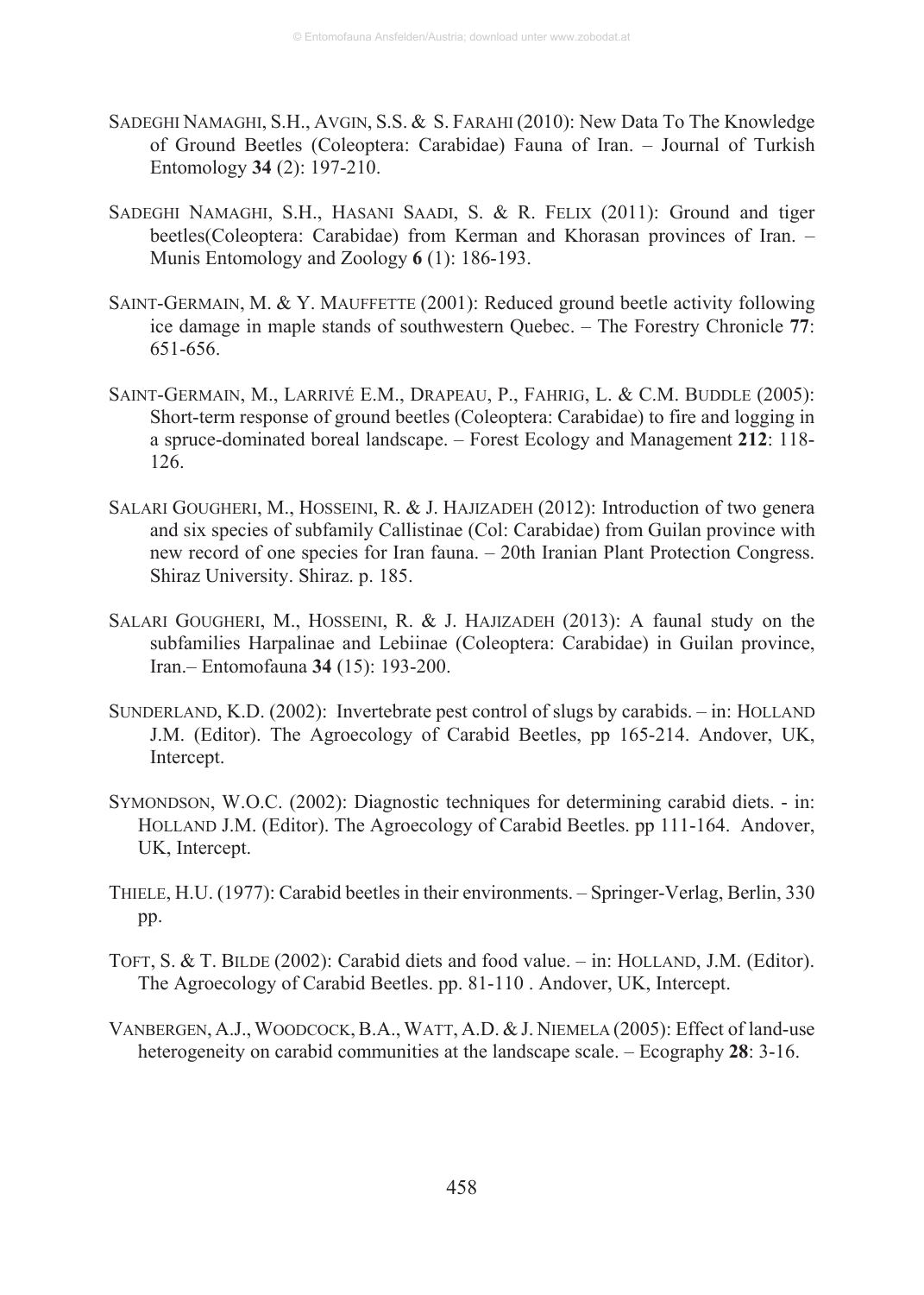SADEGHI NAMAGHI, S.H., AVGIN, S.S. & S. FARAHI (2010): New Data To The Knowledge of Ground Beetles (Coleoptera: Carabidae) Fauna of Iran. – Journal of Turkish Entomology **34** (2): 197-210.

SADEGHI NAMAGHI, S.H., HASANI SAADI, S. & R. FELIX (2011): Ground and tiger beetles(Coleoptera: Carabidae) from Kerman and Khorasan provinces of Iran. – Munis Entomology and Zoology **6** (1): 186-193.

SAINT-GERMAIN, M. & Y. MAUFFETTE (2001): Reduced ground beetle activity following ice damage in maple stands of southwestern Quebec. – The Forestry Chronicle **77**: 651-656.

SAINT-GERMAIN, M., LARRIVÉ E.M., DRAPEAU, P., FAHRIG, L. & C.M. BUDDLE (2005): Short-term response of ground beetles (Coleoptera: Carabidae) to fire and logging in a spruce-dominated boreal landscape. – Forest Ecology and Management **212**: 118-126.

SALARI GOUGHERI, M., HOSSEINI, R. & J. HAJIZADEH (2012): Introduction of two genera and six species of subfamily Callistinae (Col: Carabidae) from Guilan province with new record of one species for Iran fauna. – 20th Iranian Plant Protection Congress. Shiraz University. Shiraz. p. 185.

SALARI GOUGHERI, M., HOSSEINI, R. & J. HAJIZADEH (2013): A faunal study on the subfamilies Harpalinae and Lebiinae (Coleoptera: Carabidae) in Guilan province, Iran.– Entomofauna **34** (15): 193-200.

SUNDERLAND, K.D. (2002): Invertebrate pest control of slugs by carabids. – in: HOLLAND J.M. (Editor). The Agroecology of Carabid Beetles, pp 165-214. Andover, UK, Intercept.

SYMONDSON, W.O.C. (2002): Diagnostic techniques for determining carabid diets. - in: HOLLAND J.M. (Editor). The Agroecology of Carabid Beetles. pp 111-164. Andover, UK, Intercept.

THIELE, H.U. (1977): Carabid beetles in their environments. – Springer-Verlag, Berlin, 330 pp.

TOFT, S. & T. BILDE (2002): Carabid diets and food value. – in: HOLLAND, J.M. (Editor). The Agroecology of Carabid Beetles. pp. 81-110 . Andover, UK, Intercept.

VANBERGEN, A.J., WOODCOCK, B.A., WATT, A.D. & J. NIEMELA (2005): Effect of land-use heterogeneity on carabid communities at the landscape scale. – Ecography **28**: 3-16.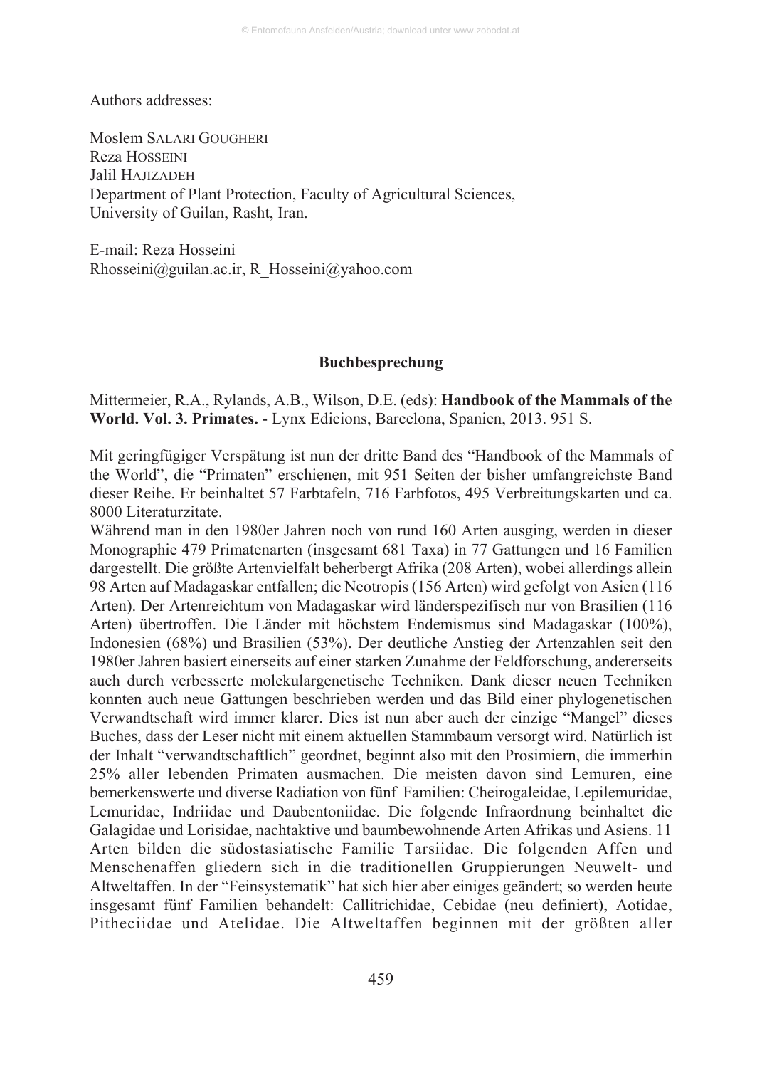Authors addresses:

Moslem SALARI GOUGHERI
Reza HOSSEINI
Jalil HAJIZADEH
Department of Plant Protection, Faculty of Agricultural Sciences,
University of Guilan, Rasht, Iran.

E-mail: Reza Hosseini
Rhosseini@guilan.ac.ir, R_Hosseini@yahoo.com

## Buchbesprechung

Mittermeier, R.A., Rylands, A.B., Wilson, D.E. (eds): **Handbook of the Mammals of the World. Vol. 3. Primates.** - Lynx Edicions, Barcelona, Spanien, 2013. 951 S.

Mit geringfügiger Verspätung ist nun der dritte Band des "Handbook of the Mammals of the World", die "Primaten" erschienen, mit 951 Seiten der bisher umfangreichste Band dieser Reihe. Er beinhaltet 57 Farbtafeln, 716 Farbfotos, 495 Verbreitungskarten und ca. 8000 Literaturzitate.

Während man in den 1980er Jahren noch von rund 160 Arten ausging, werden in dieser Monographie 479 Primatenarten (insgesamt 681 Taxa) in 77 Gattungen und 16 Familien dargestellt. Die größte Artenvielfalt beherbergt Afrika (208 Arten), wobei allerdings allein 98 Arten auf Madagaskar entfallen; die Neotropis (156 Arten) wird gefolgt von Asien (116 Arten). Der Artenreichtum von Madagaskar wird länderspezifisch nur von Brasilien (116 Arten) übertroffen. Die Länder mit höchstem Endemismus sind Madagaskar (100%), Indonesien (68%) und Brasilien (53%). Der deutliche Anstieg der Artenzahlen seit den 1980er Jahren basiert einerseits auf einer starken Zunahme der Feldforschung, andererseits auch durch verbesserte molekulargenetische Techniken. Dank dieser neuen Techniken konnten auch neue Gattungen beschrieben werden und das Bild einer phylogenetischen Verwandtschaft wird immer klarer. Dies ist nun aber auch der einzige "Mangel" dieses Buches, dass der Leser nicht mit einem aktuellen Stammbaum versorgt wird. Natürlich ist der Inhalt "verwandtschaftlich" geordnet, beginnt also mit den Prosimiern, die immerhin 25% aller lebenden Primaten ausmachen. Die meisten davon sind Lemuren, eine bemerkenswerte und diverse Radiation von fünf Familien: Cheirogaleidae, Lepilemuridae, Lemuridae, Indriidae und Daubentoniidae. Die folgende Infraordnung beinhaltet die Galagidae und Lorisidae, nachtaktive und baumbewohnende Arten Afrikas und Asiens. 11 Arten bilden die südostasiatische Familie Tarsiidae. Die folgenden Affen und Menschenaffen gliedern sich in die traditionellen Gruppierungen Neuwelt- und Altweltaffen. In der "Feinsystematik" hat sich hier aber einiges geändert; so werden heute insgesamt fünf Familien behandelt: Callitrichidae, Cebidae (neu definiert), Aotidae, Pitheciidae und Atelidae. Die Altweltaffen beginnen mit der größten aller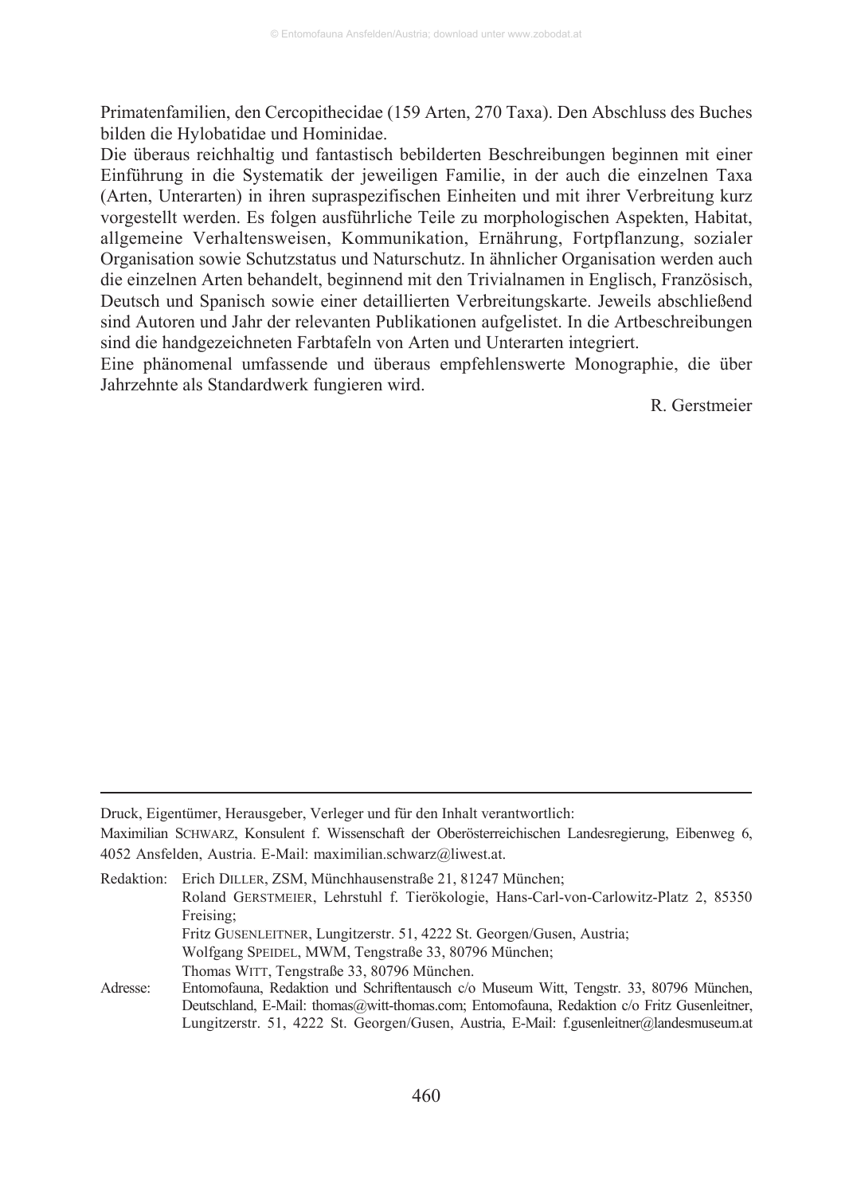Primatenfamilien, den Cercopithecidae (159 Arten, 270 Taxa). Den Abschluss des Buches bilden die Hylobatidae und Hominidae.

Die überaus reichhaltig und fantastisch bebilderten Beschreibungen beginnen mit einer Einführung in die Systematik der jeweiligen Familie, in der auch die einzelnen Taxa (Arten, Unterarten) in ihren supraspezifischen Einheiten und mit ihrer Verbreitung kurz vorgestellt werden. Es folgen ausführliche Teile zu morphologischen Aspekten, Habitat, allgemeine Verhaltensweisen, Kommunikation, Ernährung, Fortpflanzung, sozialer Organisation sowie Schutzstatus und Naturschutz. In ähnlicher Organisation werden auch die einzelnen Arten behandelt, beginnend mit den Trivialnamen in Englisch, Französisch, Deutsch und Spanisch sowie einer detaillierten Verbreitungskarte. Jeweils abschließend sind Autoren und Jahr der relevanten Publikationen aufgelistet. In die Artbeschreibungen sind die handgezeichneten Farbtafeln von Arten und Unterarten integriert.

Eine phänomenal umfassende und überaus empfehlenswerte Monographie, die über Jahrzehnte als Standardwerk fungieren wird.

R. Gerstmeier

---

Druck, Eigentümer, Herausgeber, Verleger und für den Inhalt verantwortlich:
Maximilian SCHWARZ, Konsulent f. Wissenschaft der Oberösterreichischen Landesregierung, Eibenweg 6, 4052 Ansfelden, Austria. E-Mail: maximilian.schwarz@liwest.at.

Redaktion: Erich DILLER, ZSM, Münchhausenstraße 21, 81247 München;
Roland GERSTMEIER, Lehrstuhl f. Tierökologie, Hans-Carl-von-Carlowitz-Platz 2, 85350 Freising;
Fritz GUSENLEITNER, Lungitzerstr. 51, 4222 St. Georgen/Gusen, Austria;
Wolfgang SPEIDEL, MWM, Tengstraße 33, 80796 München;
Thomas WITT, Tengstraße 33, 80796 München.

Adresse: Entomofauna, Redaktion und Schriftentausch c/o Museum Witt, Tengstr. 33, 80796 München, Deutschland, E-Mail: thomas@witt-thomas.com; Entomofauna, Redaktion c/o Fritz Gusenleitner, Lungitzerstr. 51, 4222 St. Georgen/Gusen, Austria, E-Mail: f.gusenleitner@landesmuseum.at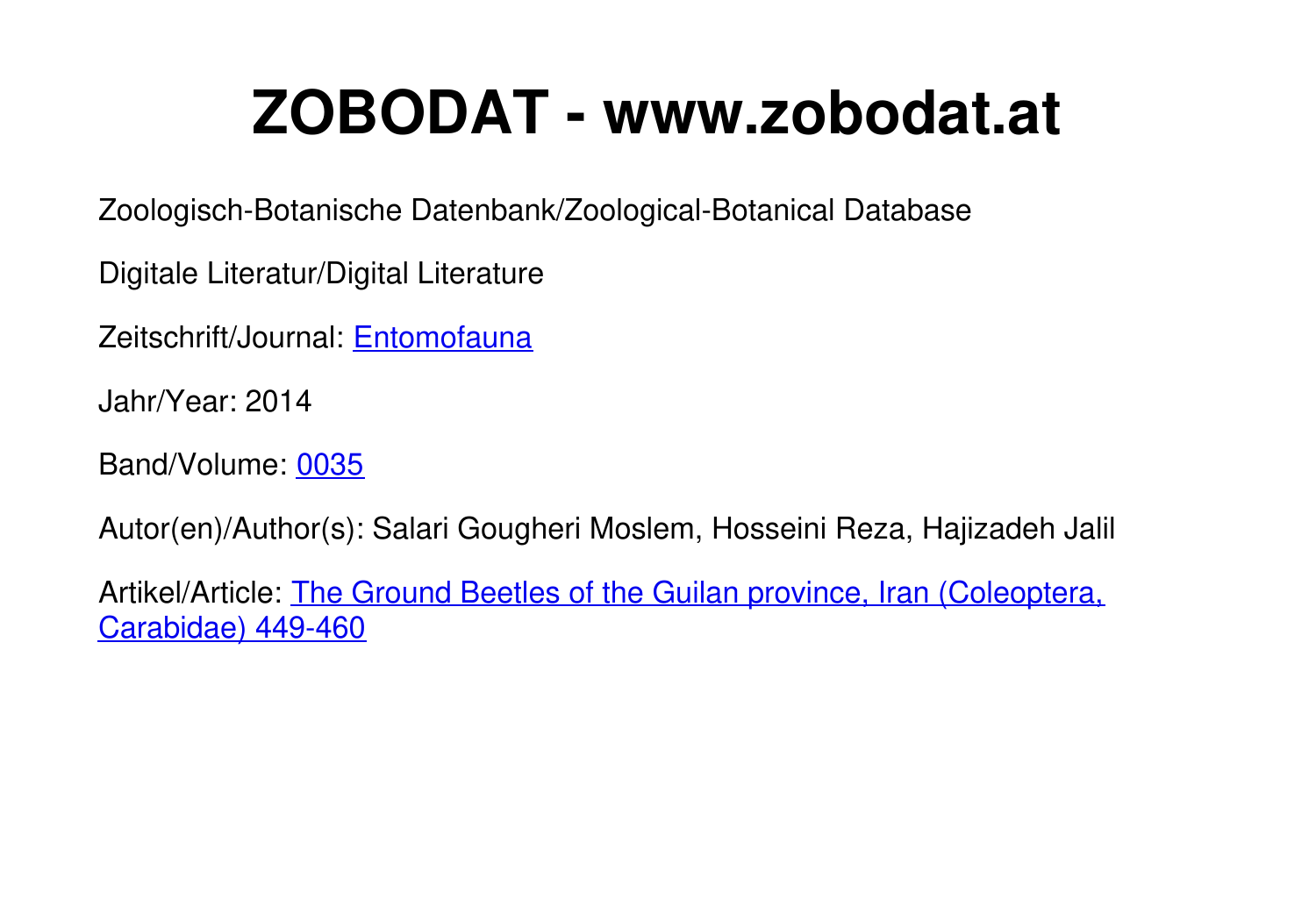# ZOBODAT - www.zobodat.at

Zoologisch-Botanische Datenbank/Zoological-Botanical Database

Digitale Literatur/Digital Literature

Zeitschrift/Journal: Entomofauna

Jahr/Year: 2014

Band/Volume: 0035

Autor(en)/Author(s): Salari Gougheri Moslem, Hosseini Reza, Hajizadeh Jalil

Artikel/Article: The Ground Beetles of the Guilan province, Iran (Coleoptera, Carabidae) 449-460